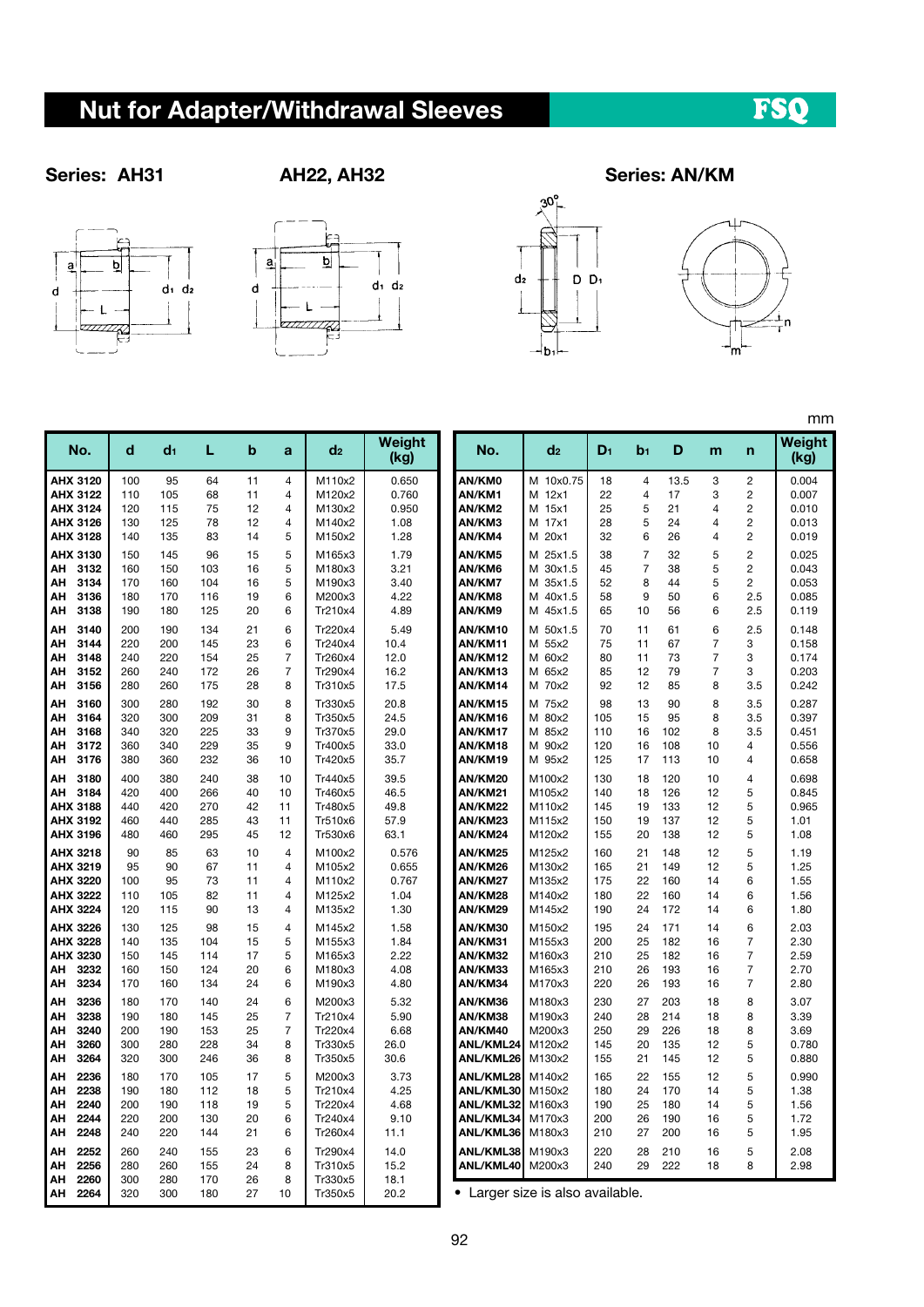# Nut for Adapter/Withdrawal Sleeves

FSQ

**Series: AH31** &nbsp;&nbsp;&nbsp; **AH22, AH32** &nbsp;&nbsp;&nbsp; **Series: AN/KM**

mm

| No. | d | d₁ | L | b | a | d₂ | Weight (kg) |
|---|---|---|---|---|---|---|---|
| AHX 3120 | 100 | 95 | 64 | 11 | 4 | M110x2 | 0.650 |
| AHX 3122 | 110 | 105 | 68 | 11 | 4 | M120x2 | 0.760 |
| AHX 3124 | 120 | 115 | 75 | 12 | 4 | M130x2 | 0.950 |
| AHX 3126 | 130 | 125 | 78 | 12 | 4 | M140x2 | 1.08 |
| AHX 3128 | 140 | 135 | 83 | 14 | 5 | M150x2 | 1.28 |
| AHX 3130 | 150 | 145 | 96 | 15 | 5 | M165x3 | 1.79 |
| AH 3132 | 160 | 150 | 103 | 16 | 5 | M180x3 | 3.21 |
| AH 3134 | 170 | 160 | 104 | 16 | 5 | M190x3 | 3.40 |
| AH 3136 | 180 | 170 | 116 | 19 | 6 | M200x3 | 4.22 |
| AH 3138 | 190 | 180 | 125 | 20 | 6 | Tr210x4 | 4.89 |
| AH 3140 | 200 | 190 | 134 | 21 | 6 | Tr220x4 | 5.49 |
| AH 3144 | 220 | 200 | 145 | 23 | 6 | Tr240x4 | 10.4 |
| AH 3148 | 240 | 220 | 154 | 25 | 7 | Tr260x4 | 12.0 |
| AH 3152 | 260 | 240 | 172 | 26 | 7 | Tr290x4 | 16.2 |
| AH 3156 | 280 | 260 | 175 | 28 | 8 | Tr310x5 | 17.5 |
| AH 3160 | 300 | 280 | 192 | 30 | 8 | Tr330x5 | 20.8 |
| AH 3164 | 320 | 300 | 209 | 31 | 8 | Tr350x5 | 24.5 |
| AH 3168 | 340 | 320 | 225 | 33 | 9 | Tr370x5 | 29.0 |
| AH 3172 | 360 | 340 | 229 | 35 | 9 | Tr400x5 | 33.0 |
| AH 3176 | 380 | 360 | 232 | 36 | 10 | Tr420x5 | 35.7 |
| AH 3180 | 400 | 380 | 240 | 38 | 10 | Tr440x5 | 39.5 |
| AH 3184 | 420 | 400 | 266 | 40 | 10 | Tr460x5 | 46.5 |
| AHX 3188 | 440 | 420 | 270 | 42 | 11 | Tr480x5 | 49.8 |
| AHX 3192 | 460 | 440 | 285 | 43 | 11 | Tr510x6 | 57.9 |
| AHX 3196 | 480 | 460 | 295 | 45 | 12 | Tr530x6 | 63.1 |
| AHX 3218 | 90 | 85 | 63 | 10 | 4 | M100x2 | 0.576 |
| AHX 3219 | 95 | 90 | 67 | 11 | 4 | M105x2 | 0.655 |
| AHX 3220 | 100 | 95 | 73 | 11 | 4 | M110x2 | 0.767 |
| AHX 3222 | 110 | 105 | 82 | 11 | 4 | M125x2 | 1.04 |
| AHX 3224 | 120 | 115 | 90 | 13 | 4 | M135x2 | 1.30 |
| AHX 3226 | 130 | 125 | 98 | 15 | 4 | M145x2 | 1.58 |
| AHX 3228 | 140 | 135 | 104 | 15 | 5 | M155x3 | 1.84 |
| AHX 3230 | 150 | 145 | 114 | 17 | 5 | M165x3 | 2.22 |
| AH 3232 | 160 | 150 | 124 | 20 | 6 | M180x3 | 4.08 |
| AH 3234 | 170 | 160 | 134 | 24 | 6 | M190x3 | 4.80 |
| AH 3236 | 180 | 170 | 140 | 24 | 6 | M200x3 | 5.32 |
| AH 3238 | 190 | 180 | 145 | 25 | 7 | Tr210x4 | 5.90 |
| AH 3240 | 200 | 190 | 153 | 25 | 7 | Tr220x4 | 6.68 |
| AH 3260 | 300 | 280 | 228 | 34 | 8 | Tr330x5 | 26.0 |
| AH 3264 | 320 | 300 | 246 | 36 | 8 | Tr350x5 | 30.6 |
| AH 2236 | 180 | 170 | 105 | 17 | 5 | M200x3 | 3.73 |
| AH 2238 | 190 | 180 | 112 | 18 | 5 | Tr210x4 | 4.25 |
| AH 2240 | 200 | 190 | 118 | 19 | 5 | Tr220x4 | 4.68 |
| AH 2244 | 220 | 200 | 130 | 20 | 6 | Tr240x4 | 9.10 |
| AH 2248 | 240 | 220 | 144 | 21 | 6 | Tr260x4 | 11.1 |
| AH 2252 | 260 | 240 | 155 | 23 | 6 | Tr290x4 | 14.0 |
| AH 2256 | 280 | 260 | 155 | 24 | 8 | Tr310x5 | 15.2 |
| AH 2260 | 300 | 280 | 170 | 26 | 8 | Tr330x5 | 18.1 |
| AH 2264 | 320 | 300 | 180 | 27 | 10 | Tr350x5 | 20.2 |

| No. | d₂ | D₁ | b₁ | D | m | n | Weight (kg) |
|---|---|---|---|---|---|---|---|
| AN/KM0 | M 10x0.75 | 18 | 4 | 13.5 | 3 | 2 | 0.004 |
| AN/KM1 | M 12x1 | 22 | 4 | 17 | 3 | 2 | 0.007 |
| AN/KM2 | M 15x1 | 25 | 5 | 21 | 4 | 2 | 0.010 |
| AN/KM3 | M 17x1 | 28 | 5 | 24 | 4 | 2 | 0.013 |
| AN/KM4 | M 20x1 | 32 | 6 | 26 | 4 | 2 | 0.019 |
| AN/KM5 | M 25x1.5 | 38 | 7 | 32 | 5 | 2 | 0.025 |
| AN/KM6 | M 30x1.5 | 45 | 7 | 38 | 5 | 2 | 0.043 |
| AN/KM7 | M 35x1.5 | 52 | 8 | 44 | 5 | 2 | 0.053 |
| AN/KM8 | M 40x1.5 | 58 | 9 | 50 | 6 | 2.5 | 0.085 |
| AN/KM9 | M 45x1.5 | 65 | 10 | 56 | 6 | 2.5 | 0.119 |
| AN/KM10 | M 50x1.5 | 70 | 11 | 61 | 6 | 2.5 | 0.148 |
| AN/KM11 | M 55x2 | 75 | 11 | 67 | 7 | 3 | 0.158 |
| AN/KM12 | M 60x2 | 80 | 11 | 73 | 7 | 3 | 0.174 |
| AN/KM13 | M 65x2 | 85 | 12 | 79 | 7 | 3 | 0.203 |
| AN/KM14 | M 70x2 | 92 | 12 | 85 | 8 | 3.5 | 0.242 |
| AN/KM15 | M 75x2 | 98 | 13 | 90 | 8 | 3.5 | 0.287 |
| AN/KM16 | M 80x2 | 105 | 15 | 95 | 8 | 3.5 | 0.397 |
| AN/KM17 | M 85x2 | 110 | 16 | 102 | 8 | 3.5 | 0.451 |
| AN/KM18 | M 90x2 | 120 | 16 | 108 | 10 | 4 | 0.556 |
| AN/KM19 | M 95x2 | 125 | 17 | 113 | 10 | 4 | 0.658 |
| AN/KM20 | M100x2 | 130 | 18 | 120 | 10 | 4 | 0.698 |
| AN/KM21 | M105x2 | 140 | 18 | 126 | 12 | 5 | 0.845 |
| AN/KM22 | M110x2 | 145 | 19 | 133 | 12 | 5 | 0.965 |
| AN/KM23 | M115x2 | 150 | 19 | 137 | 12 | 5 | 1.01 |
| AN/KM24 | M120x2 | 155 | 20 | 138 | 12 | 5 | 1.08 |
| AN/KM25 | M125x2 | 160 | 21 | 148 | 12 | 5 | 1.19 |
| AN/KM26 | M130x2 | 165 | 21 | 149 | 12 | 5 | 1.25 |
| AN/KM27 | M135x2 | 175 | 22 | 160 | 14 | 6 | 1.55 |
| AN/KM28 | M140x2 | 180 | 22 | 160 | 14 | 6 | 1.56 |
| AN/KM29 | M145x2 | 190 | 24 | 172 | 14 | 6 | 1.80 |
| AN/KM30 | M150x2 | 195 | 24 | 171 | 14 | 6 | 2.03 |
| AN/KM31 | M155x3 | 200 | 25 | 182 | 16 | 7 | 2.30 |
| AN/KM32 | M160x3 | 210 | 25 | 182 | 16 | 7 | 2.59 |
| AN/KM33 | M165x3 | 210 | 26 | 193 | 16 | 7 | 2.70 |
| AN/KM34 | M170x3 | 220 | 26 | 193 | 16 | 7 | 2.80 |
| AN/KM36 | M180x3 | 230 | 27 | 203 | 18 | 8 | 3.07 |
| AN/KM38 | M190x3 | 240 | 28 | 214 | 18 | 8 | 3.39 |
| AN/KM40 | M200x3 | 250 | 29 | 226 | 18 | 8 | 3.69 |
| ANL/KML24 | M120x2 | 145 | 20 | 135 | 12 | 5 | 0.780 |
| ANL/KML26 | M130x2 | 155 | 21 | 145 | 12 | 5 | 0.880 |
| ANL/KML28 | M140x2 | 165 | 22 | 155 | 12 | 5 | 0.990 |
| ANL/KML30 | M150x2 | 180 | 24 | 170 | 14 | 5 | 1.38 |
| ANL/KML32 | M160x3 | 190 | 25 | 180 | 14 | 5 | 1.56 |
| ANL/KML34 | M170x3 | 200 | 26 | 190 | 16 | 5 | 1.72 |
| ANL/KML36 | M180x3 | 210 | 27 | 200 | 16 | 5 | 1.95 |
| ANL/KML38 | M190x3 | 220 | 28 | 210 | 16 | 5 | 2.08 |
| ANL/KML40 | M200x3 | 240 | 29 | 222 | 18 | 8 | 2.98 |

- Larger size is also available.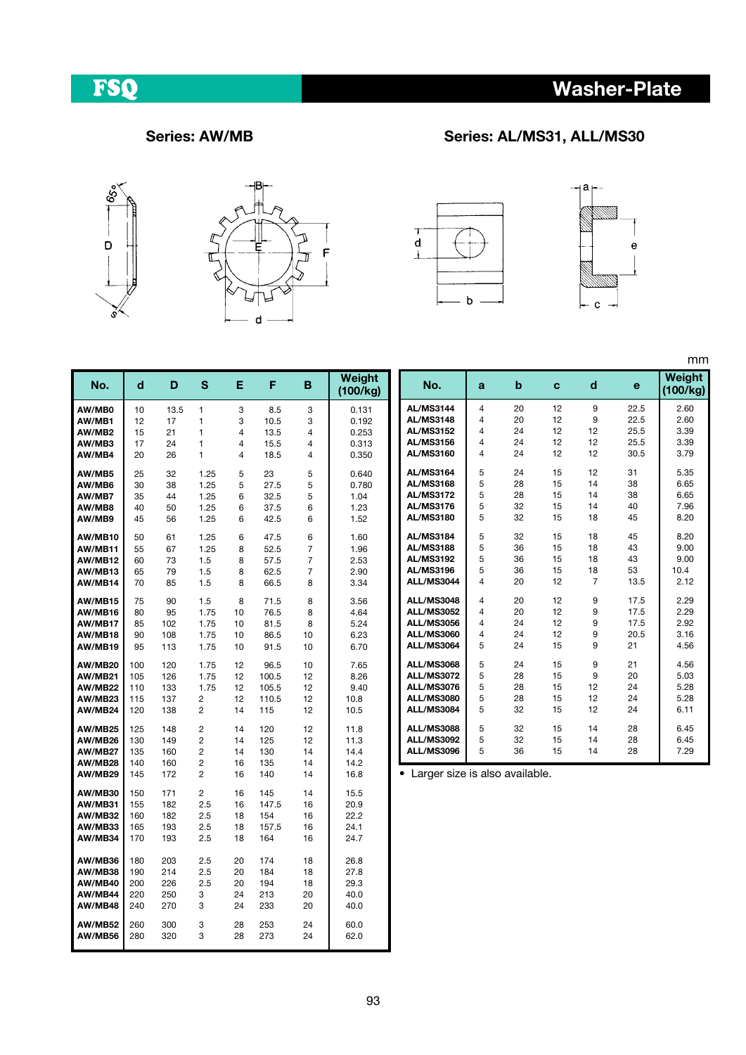# Washer-Plate

## Series: AW/MB

## Series: AL/MS31, ALL/MS30

mm

| No. | d | D | S | E | F | B | Weight (100/kg) |
|---|---|---|---|---|---|---|---|
| AW/MB0 | 10 | 13.5 | 1 | 3 | 8.5 | 3 | 0.131 |
| AW/MB1 | 12 | 17 | 1 | 3 | 10.5 | 3 | 0.192 |
| AW/MB2 | 15 | 21 | 1 | 4 | 13.5 | 4 | 0.253 |
| AW/MB3 | 17 | 24 | 1 | 4 | 15.5 | 4 | 0.313 |
| AW/MB4 | 20 | 26 | 1 | 4 | 18.5 | 4 | 0.350 |
| AW/MB5 | 25 | 32 | 1.25 | 5 | 23 | 5 | 0.640 |
| AW/MB6 | 30 | 38 | 1.25 | 5 | 27.5 | 5 | 0.780 |
| AW/MB7 | 35 | 44 | 1.25 | 6 | 32.5 | 5 | 1.04 |
| AW/MB8 | 40 | 50 | 1.25 | 6 | 37.5 | 6 | 1.23 |
| AW/MB9 | 45 | 56 | 1.25 | 6 | 42.5 | 6 | 1.52 |
| AW/MB10 | 50 | 61 | 1.25 | 6 | 47.5 | 6 | 1.60 |
| AW/MB11 | 55 | 67 | 1.25 | 8 | 52.5 | 7 | 1.96 |
| AW/MB12 | 60 | 73 | 1.5 | 8 | 57.5 | 7 | 2.53 |
| AW/MB13 | 65 | 79 | 1.5 | 8 | 62.5 | 7 | 2.90 |
| AW/MB14 | 70 | 85 | 1.5 | 8 | 66.5 | 8 | 3.34 |
| AW/MB15 | 75 | 90 | 1.5 | 8 | 71.5 | 8 | 3.56 |
| AW/MB16 | 80 | 95 | 1.75 | 10 | 76.5 | 8 | 4.64 |
| AW/MB17 | 85 | 102 | 1.75 | 10 | 81.5 | 8 | 5.24 |
| AW/MB18 | 90 | 108 | 1.75 | 10 | 86.5 | 10 | 6.23 |
| AW/MB19 | 95 | 113 | 1.75 | 10 | 91.5 | 10 | 6.70 |
| AW/MB20 | 100 | 120 | 1.75 | 12 | 96.5 | 10 | 7.65 |
| AW/MB21 | 105 | 126 | 1.75 | 12 | 100.5 | 12 | 8.26 |
| AW/MB22 | 110 | 133 | 1.75 | 12 | 105.5 | 12 | 9.40 |
| AW/MB23 | 115 | 137 | 2 | 12 | 110.5 | 12 | 10.8 |
| AW/MB24 | 120 | 138 | 2 | 14 | 115 | 12 | 10.5 |
| AW/MB25 | 125 | 148 | 2 | 14 | 120 | 12 | 11.8 |
| AW/MB26 | 130 | 149 | 2 | 14 | 125 | 12 | 11.3 |
| AW/MB27 | 135 | 160 | 2 | 14 | 130 | 14 | 14.4 |
| AW/MB28 | 140 | 160 | 2 | 16 | 135 | 14 | 14.2 |
| AW/MB29 | 145 | 172 | 2 | 16 | 140 | 14 | 16.8 |
| AW/MB30 | 150 | 171 | 2 | 16 | 145 | 14 | 15.5 |
| AW/MB31 | 155 | 182 | 2.5 | 16 | 147.5 | 16 | 20.9 |
| AW/MB32 | 160 | 182 | 2.5 | 18 | 154 | 16 | 22.2 |
| AW/MB33 | 165 | 193 | 2.5 | 18 | 157.5 | 16 | 24.1 |
| AW/MB34 | 170 | 193 | 2.5 | 18 | 164 | 16 | 24.7 |
| AW/MB36 | 180 | 203 | 2.5 | 20 | 174 | 18 | 26.8 |
| AW/MB38 | 190 | 214 | 2.5 | 20 | 184 | 18 | 27.8 |
| AW/MB40 | 200 | 226 | 2.5 | 20 | 194 | 18 | 29.3 |
| AW/MB44 | 220 | 250 | 3 | 24 | 213 | 20 | 40.0 |
| AW/MB48 | 240 | 270 | 3 | 24 | 233 | 20 | 40.0 |
| AW/MB52 | 260 | 300 | 3 | 28 | 253 | 24 | 60.0 |
| AW/MB56 | 280 | 320 | 3 | 28 | 273 | 24 | 62.0 |

| No. | a | b | c | d | e | Weight (100/kg) |
|---|---|---|---|---|---|---|
| AL/MS3144 | 4 | 20 | 12 | 9 | 22.5 | 2.60 |
| AL/MS3148 | 4 | 20 | 12 | 9 | 22.5 | 2.60 |
| AL/MS3152 | 4 | 24 | 12 | 12 | 25.5 | 3.39 |
| AL/MS3156 | 4 | 24 | 12 | 12 | 25.5 | 3.39 |
| AL/MS3160 | 4 | 24 | 12 | 12 | 30.5 | 3.79 |
| AL/MS3164 | 5 | 24 | 15 | 12 | 31 | 5.35 |
| AL/MS3168 | 5 | 28 | 15 | 14 | 38 | 6.65 |
| AL/MS3172 | 5 | 28 | 15 | 14 | 38 | 6.65 |
| AL/MS3176 | 5 | 32 | 15 | 14 | 40 | 7.96 |
| AL/MS3180 | 5 | 32 | 15 | 18 | 45 | 8.20 |
| AL/MS3184 | 5 | 32 | 15 | 18 | 45 | 8.20 |
| AL/MS3188 | 5 | 36 | 15 | 18 | 43 | 9.00 |
| AL/MS3192 | 5 | 36 | 15 | 18 | 43 | 9.00 |
| AL/MS3196 | 5 | 36 | 15 | 18 | 53 | 10.4 |
| ALL/MS3044 | 4 | 20 | 12 | 7 | 13.5 | 2.12 |
| ALL/MS3048 | 4 | 20 | 12 | 9 | 17.5 | 2.29 |
| ALL/MS3052 | 4 | 20 | 12 | 9 | 17.5 | 2.29 |
| ALL/MS3056 | 4 | 24 | 12 | 9 | 17.5 | 2.92 |
| ALL/MS3060 | 4 | 24 | 12 | 9 | 20.5 | 3.16 |
| ALL/MS3064 | 5 | 24 | 15 | 9 | 21 | 4.56 |
| ALL/MS3068 | 5 | 24 | 15 | 9 | 21 | 4.56 |
| ALL/MS3072 | 5 | 28 | 15 | 9 | 20 | 5.03 |
| ALL/MS3076 | 5 | 28 | 15 | 12 | 24 | 5.28 |
| ALL/MS3080 | 5 | 28 | 15 | 12 | 24 | 5.28 |
| ALL/MS3084 | 5 | 32 | 15 | 12 | 24 | 6.11 |
| ALL/MS3088 | 5 | 32 | 15 | 14 | 28 | 6.45 |
| ALL/MS3092 | 5 | 32 | 15 | 14 | 28 | 6.45 |
| ALL/MS3096 | 5 | 36 | 15 | 14 | 28 | 7.29 |

- Larger size is also available.